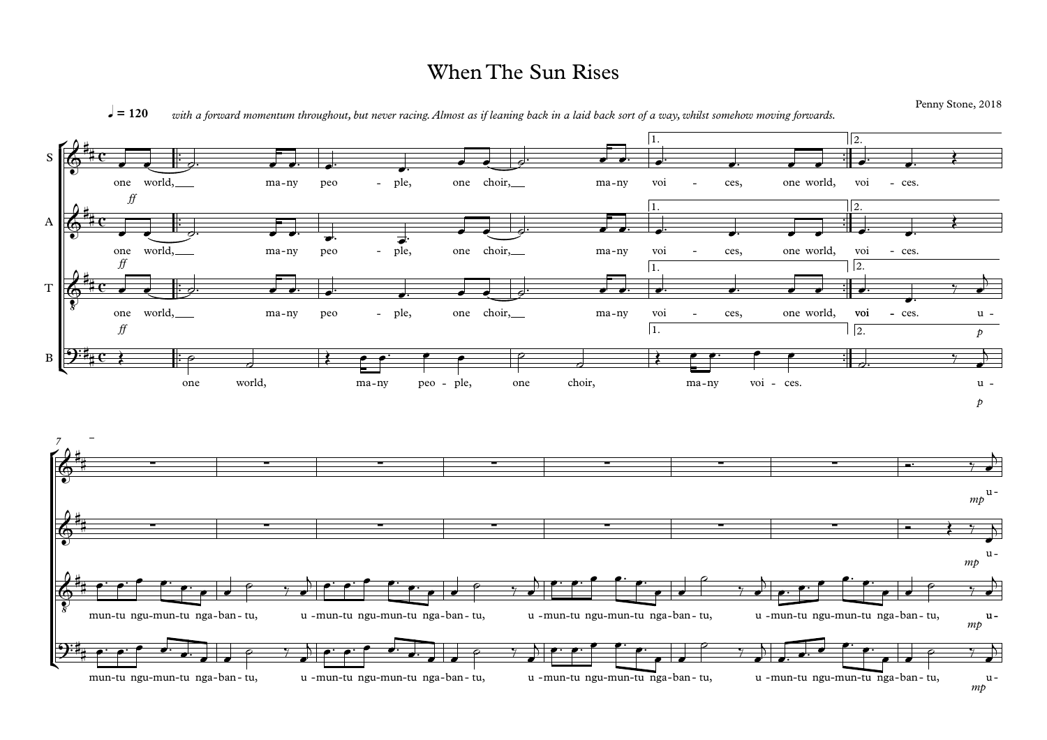# When The Sun Rises

Penny Stone, 2018

♩ = 120 *with a forward momentum throughout, but never racing. Almost as if leaning back in a laid back sort of a way, whilst somehow moving forwards.*

S: one world, many people, one choir, many voices, one world, voices.

A: one world, many people, one choir, many voices, one world, voices.

T: one world, many people, one choir, many voices, one world, voices. u-

B: one world, many people, one choir, many voices. u-

T: mun-tu ngu-mun-tu nga-ban-tu, u-mun-tu ngu-mun-tu nga-ban-tu, u-mun-tu ngu-mun-tu nga-ban-tu, u-mun-tu ngu-mun-tu nga-ban-tu, u-

B: mun-tu ngu-mun-tu nga-ban-tu, u-mun-tu ngu-mun-tu nga-ban-tu, u-mun-tu ngu-mun-tu nga-ban-tu, u-mun-tu ngu-mun-tu nga-ban-tu, u-

S: u-

A: u-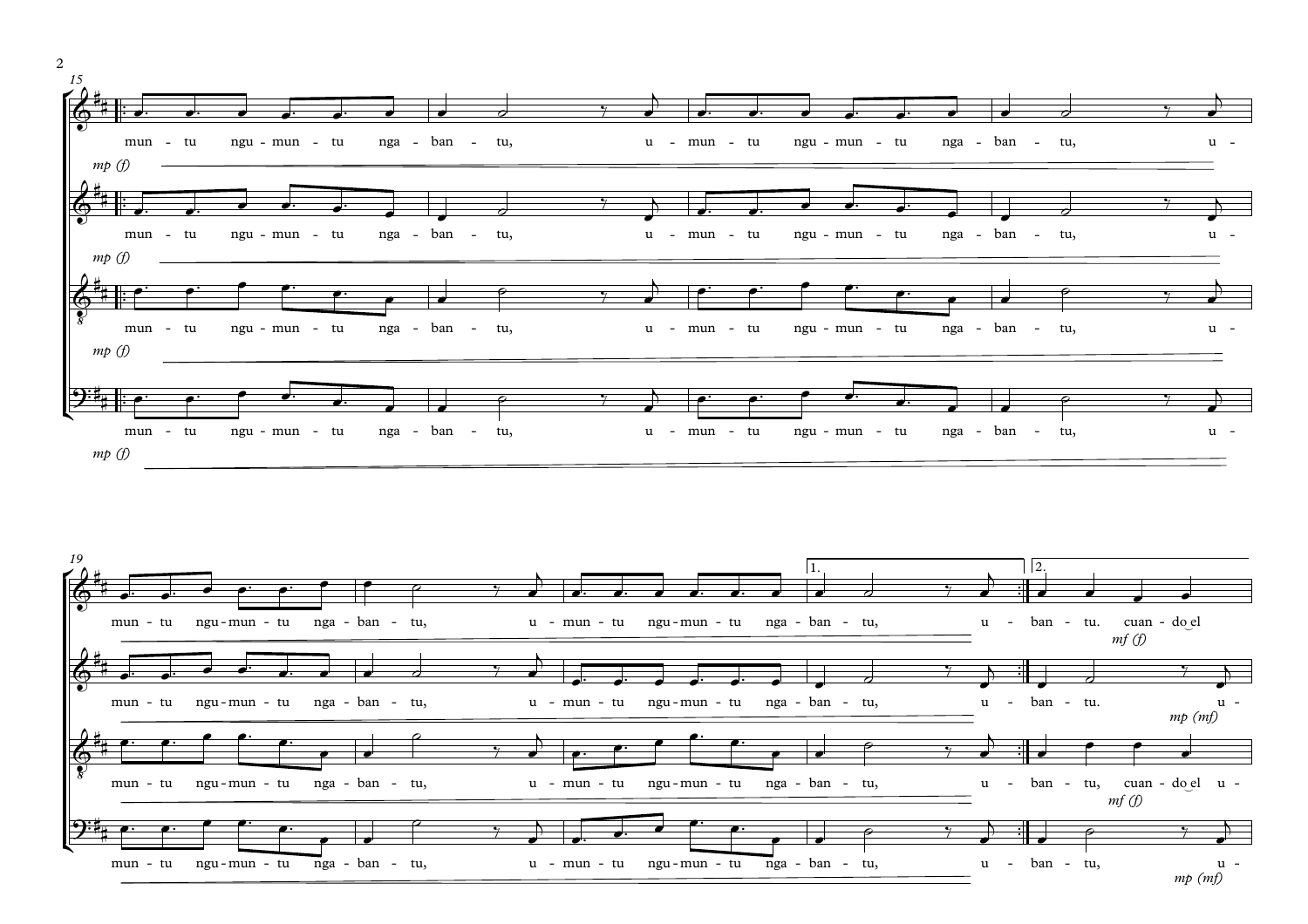15

mun - tu ngu - mun - tu nga - ban - tu, u - mun - tu ngu - mun - tu nga - ban - tu, u -

*mp (f)*

19

1. 2.

**Soprano:** mun - tu ngu - mun - tu nga - ban - tu, u - mun - tu ngu - mun - tu nga - ban - tu, u - ban - tu. cuan - do el *mf (f)*

**Alto:** mun - tu ngu - mun - tu nga - ban - tu, u - mun - tu ngu - mun - tu nga - ban - tu, u - ban - tu. u - *mp (mf)*

**Tenor:** mun - tu ngu - mun - tu nga - ban - tu, u - mun - tu ngu - mun - tu nga - ban - tu, u - ban - tu, cuan - do el u - *mf (f)*

**Bass:** mun - tu ngu - mun - tu nga - ban - tu, u - mun - tu ngu - mun - tu nga - ban - tu, u - ban - tu, u - *mp (mf)*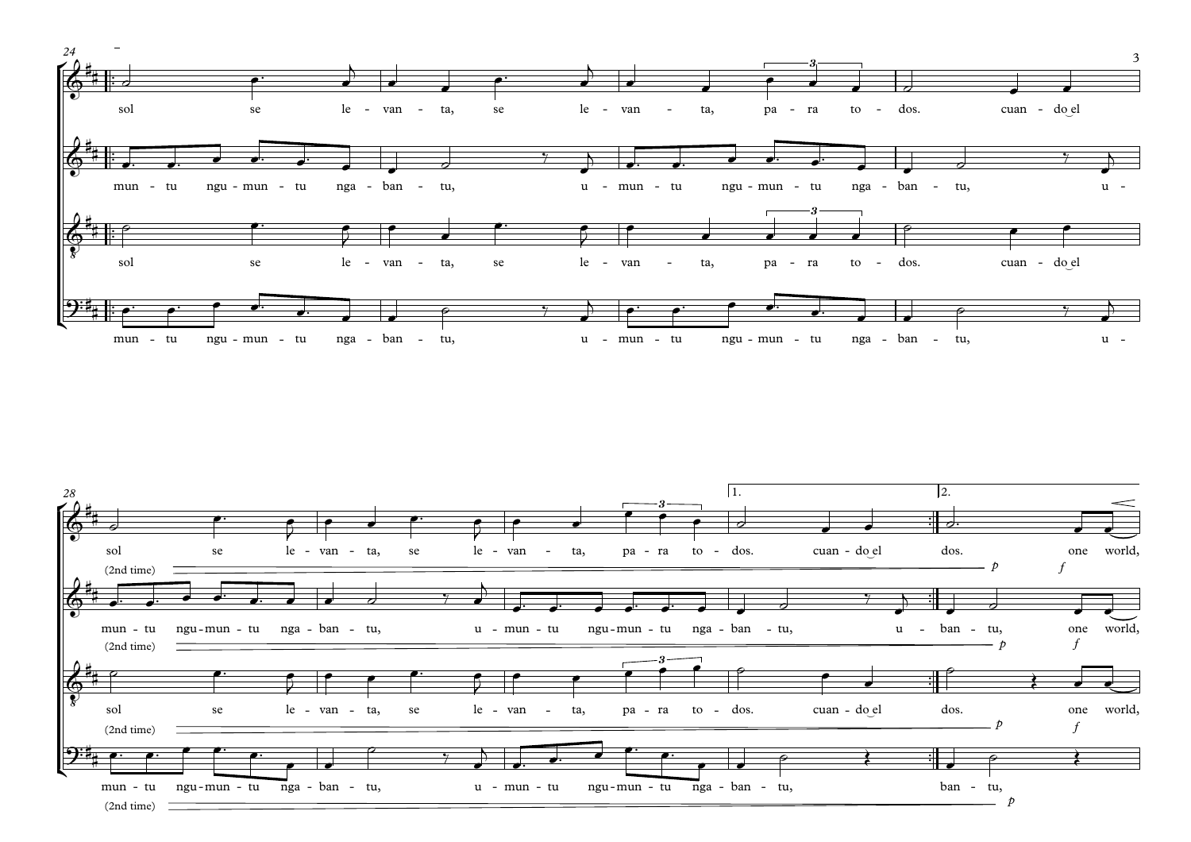sol se le - van - ta, se le - van - ta, pa - ra to - dos. cuan - do el

mun - tu ngu - mun - tu nga - ban - tu, u - mun - tu ngu - mun - tu nga - ban - tu, u -

sol se le - van - ta, se le - van - ta, pa - ra to - dos. cuan - do el

mun - tu ngu - mun - tu nga - ban - tu, u - mun - tu ngu - mun - tu nga - ban - tu, u -

1. 2.

sol se le - van - ta, se le - van - ta, pa - ra to - dos. cuan - do el dos. one world,

(2nd time) *p* *f*

mun - tu ngu - mun - tu nga - ban - tu, u - mun - tu ngu - mun - tu nga - ban - tu, u - ban - tu, one world,

(2nd time) *p* *f*

sol se le - van - ta, se le - van - ta, pa - ra to - dos. cuan - do el dos. one world,

(2nd time) *p* *f*

mun - tu ngu - mun - tu nga - ban - tu, u - mun - tu ngu - mun - tu nga - ban - tu, ban - tu,

(2nd time) *p*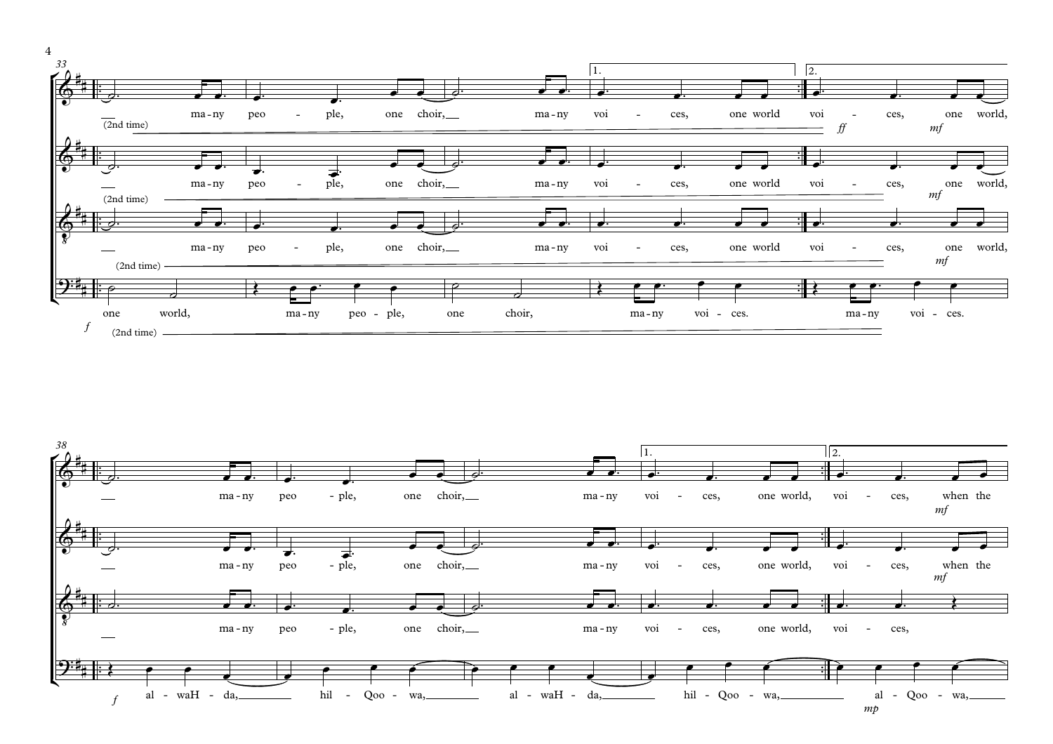33

(2nd time) many people, one choir, many voices, one world voices, one world,

*ff* *mf*

(2nd time) many people, one choir, many voices, one world voices, one world,

*mf*

(2nd time) many people, one choir, many voices, one world voices, one world,

*mf*

one world, many people, one choir, many voices. many voices.

*f* (2nd time)

38

many people, one choir, many voices, one world, voices, when the

*mf*

many people, one choir, many voices, one world, voices, when the

*mf*

many people, one choir, many voices, one world, voices,

al - waH - da, hil - Qoo - wa, al - waH - da, hil - Qoo - wa, al - Qoo - wa,

*f* *mp*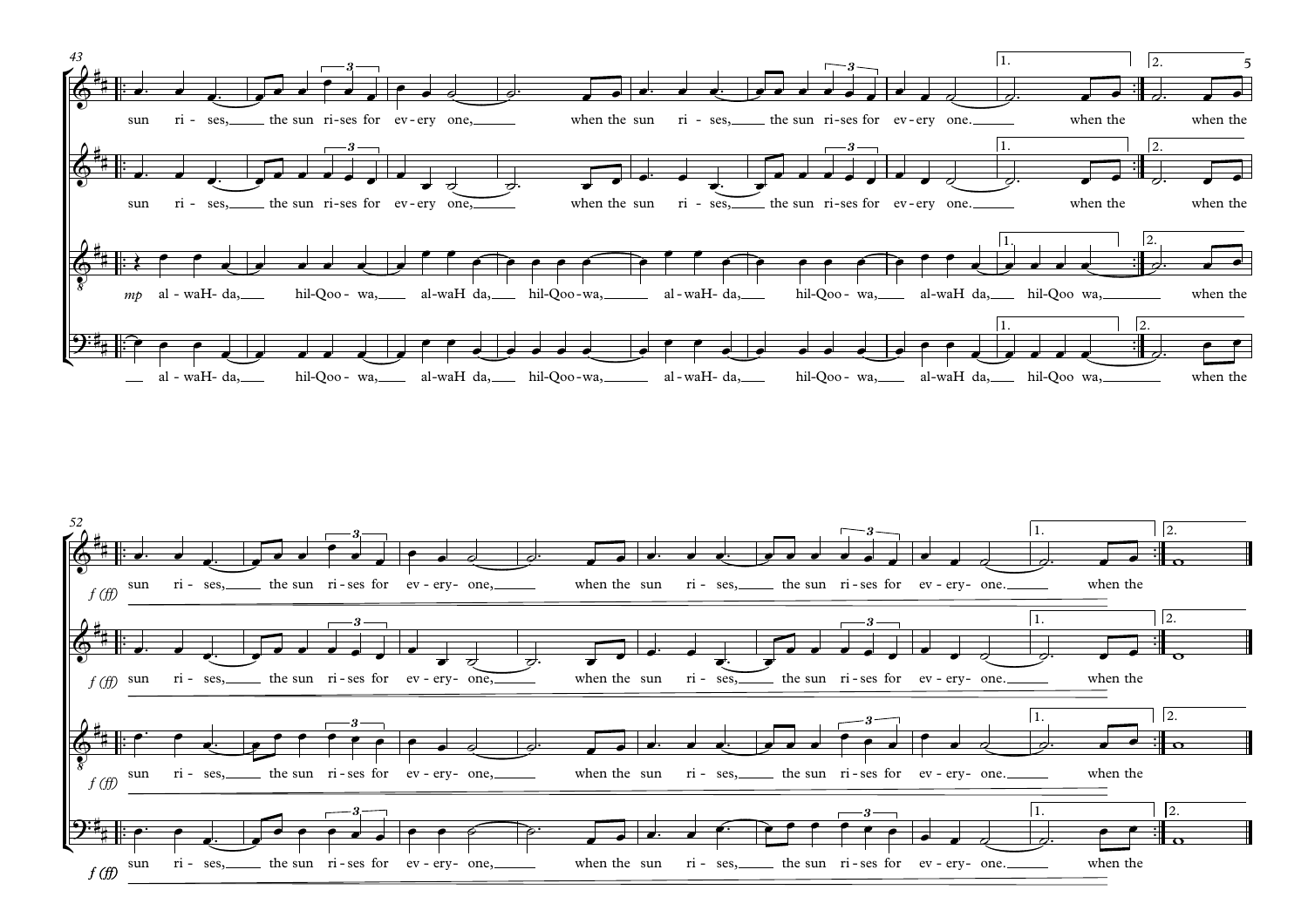43

sun ri - ses, the sun ri-ses for ev-ery one, when the sun ri - ses, the sun ri-ses for ev-ery one. when the when the

sun ri - ses, the sun ri-ses for ev-ery one, when the sun ri - ses, the sun ri-ses for ev-ery one. when the when the

*mp* al - waH- da, hil-Qoo - wa, al-waH da, hil-Qoo-wa, al-waH- da, hil-Qoo - wa, al-waH da, hil-Qoo wa, when the

al - waH- da, hil-Qoo - wa, al-waH da, hil-Qoo-wa, al-waH- da, hil-Qoo - wa, al-waH da, hil-Qoo wa, when the

52

*f (ff)* sun ri - ses, the sun ri-ses for ev - ery- one, when the sun ri - ses, the sun ri-ses for ev - ery- one. when the

*f (ff)* sun ri - ses, the sun ri-ses for ev - ery- one, when the sun ri - ses, the sun ri-ses for ev - ery- one. when the

*f (ff)* sun ri - ses, the sun ri-ses for ev - ery- one, when the sun ri - ses, the sun ri-ses for ev - ery- one. when the

*f (ff)* sun ri - ses, the sun ri-ses for ev - ery- one, when the sun ri - ses, the sun ri-ses for ev - ery- one. when the